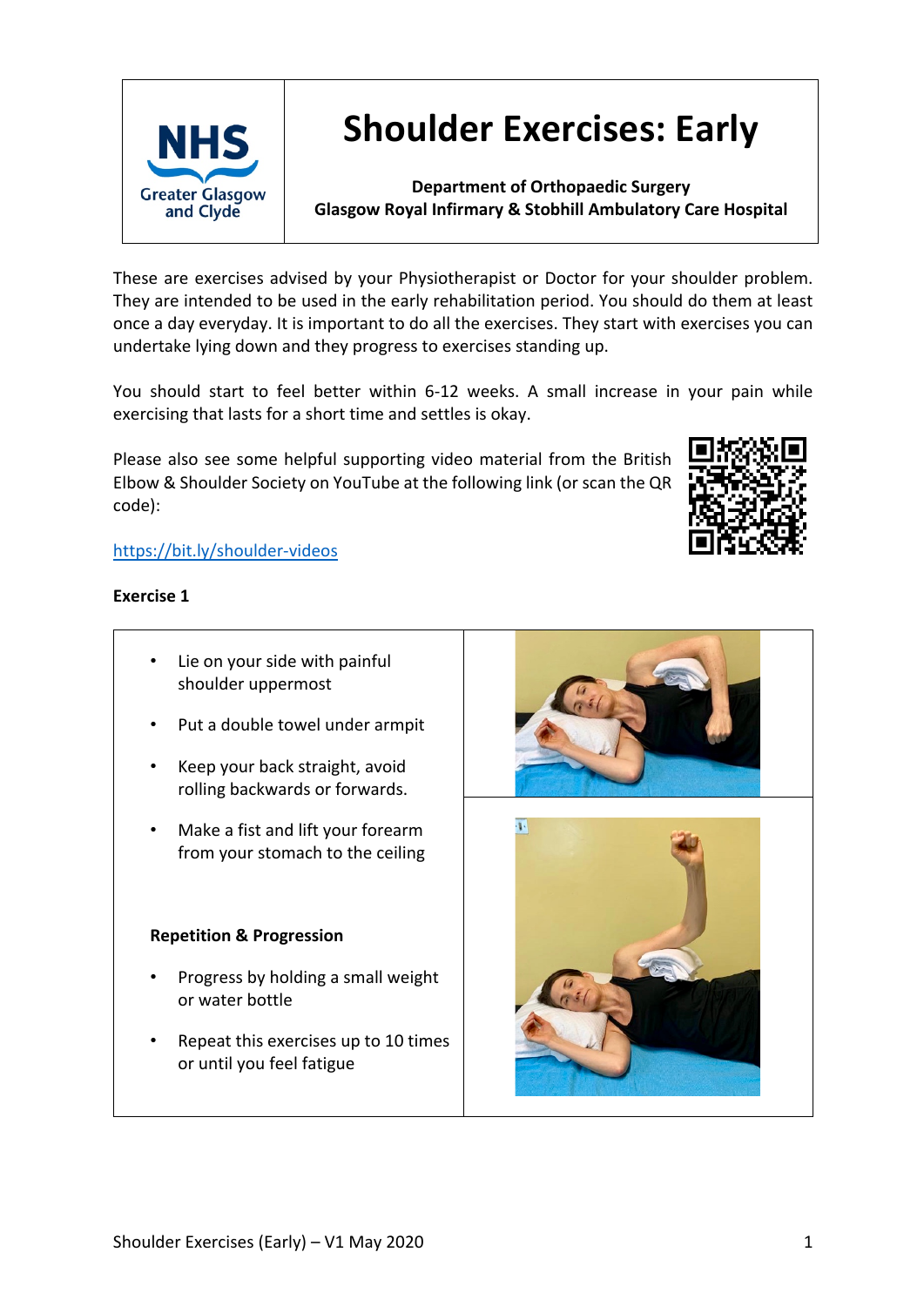NHS Greater Glasgow and Clyde

# Shoulder Exercises: Early

**Department of Orthopaedic Surgery**
**Glasgow Royal Infirmary & Stobhill Ambulatory Care Hospital**

These are exercises advised by your Physiotherapist or Doctor for your shoulder problem. They are intended to be used in the early rehabilitation period. You should do them at least once a day everyday. It is important to do all the exercises. They start with exercises you can undertake lying down and they progress to exercises standing up.

You should start to feel better within 6-12 weeks. A small increase in your pain while exercising that lasts for a short time and settles is okay.

Please also see some helpful supporting video material from the British Elbow & Shoulder Society on YouTube at the following link (or scan the QR code):

https://bit.ly/shoulder-videos

**Exercise 1**

- Lie on your side with painful shoulder uppermost
- Put a double towel under armpit
- Keep your back straight, avoid rolling backwards or forwards.
- Make a fist and lift your forearm from your stomach to the ceiling

**Repetition & Progression**

- Progress by holding a small weight or water bottle
- Repeat this exercises up to 10 times or until you feel fatigue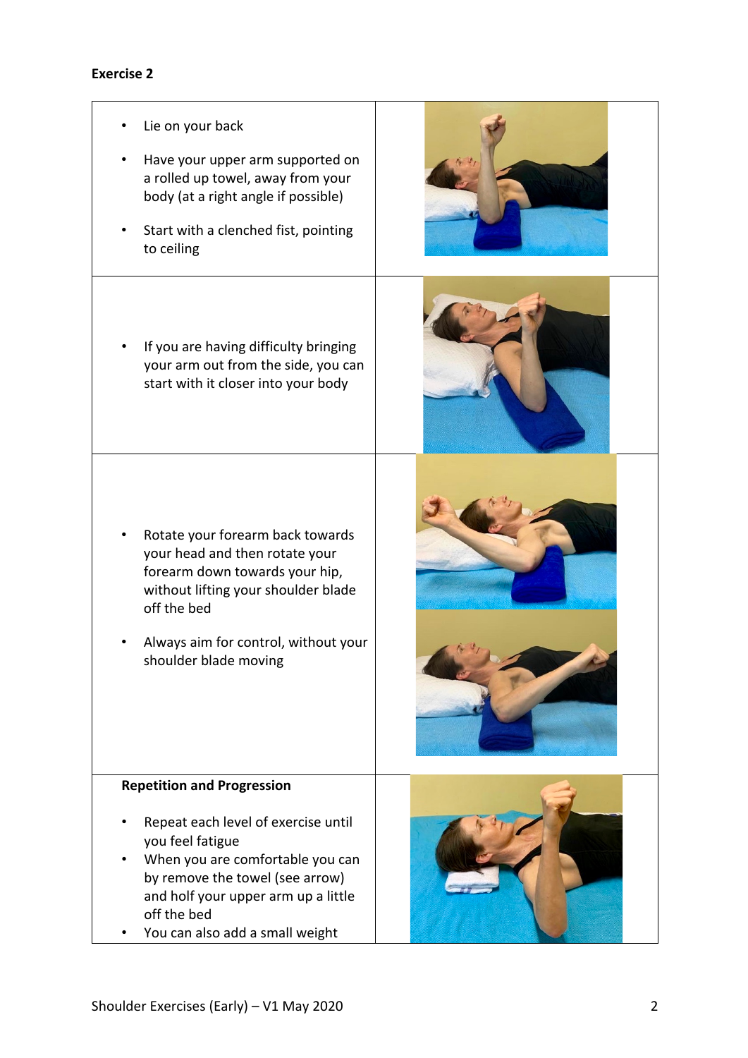**Exercise 2**

- Lie on your back
- Have your upper arm supported on a rolled up towel, away from your body (at a right angle if possible)
- Start with a clenched fist, pointing to ceiling

- If you are having difficulty bringing your arm out from the side, you can start with it closer into your body

- Rotate your forearm back towards your head and then rotate your forearm down towards your hip, without lifting your shoulder blade off the bed
- Always aim for control, without your shoulder blade moving

**Repetition and Progression**

- Repeat each level of exercise until you feel fatigue
- When you are comfortable you can by remove the towel (see arrow) and holf your upper arm up a little off the bed
- You can also add a small weight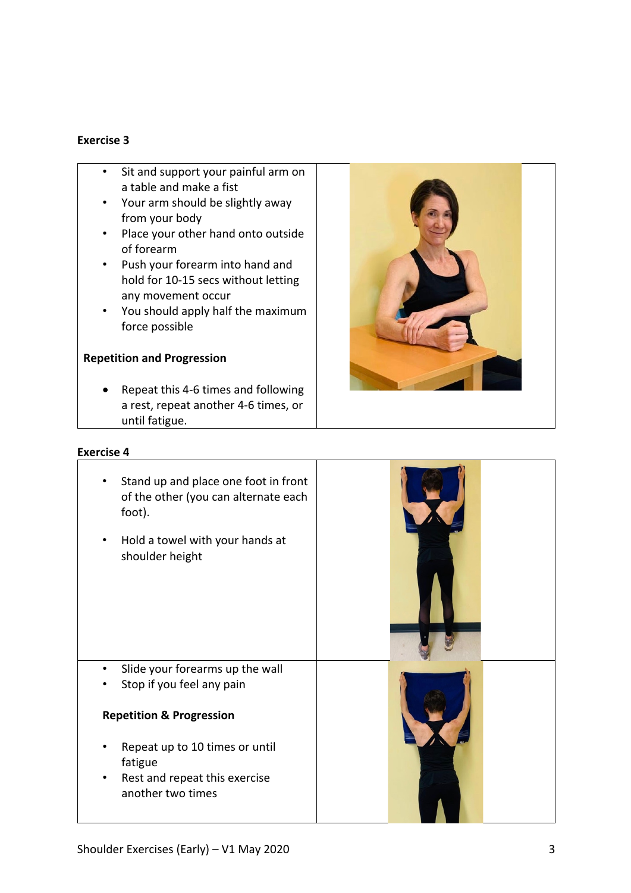**Exercise 3**

- Sit and support your painful arm on a table and make a fist
- Your arm should be slightly away from your body
- Place your other hand onto outside of forearm
- Push your forearm into hand and hold for 10-15 secs without letting any movement occur
- You should apply half the maximum force possible

**Repetition and Progression**

- Repeat this 4-6 times and following a rest, repeat another 4-6 times, or until fatigue.

**Exercise 4**

- Stand up and place one foot in front of the other (you can alternate each foot).
- Hold a towel with your hands at shoulder height

- Slide your forearms up the wall
- Stop if you feel any pain

**Repetition & Progression**

- Repeat up to 10 times or until fatigue
- Rest and repeat this exercise another two times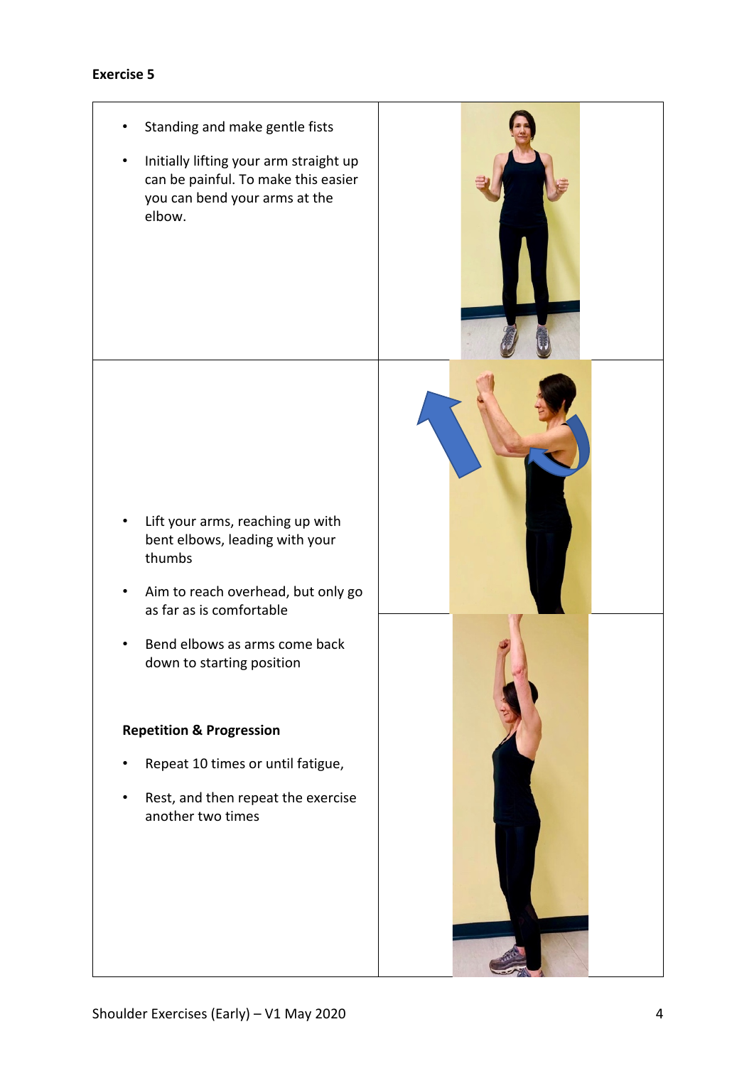**Exercise 5**

- Standing and make gentle fists
- Initially lifting your arm straight up can be painful. To make this easier you can bend your arms at the elbow.

- Lift your arms, reaching up with bent elbows, leading with your thumbs
- Aim to reach overhead, but only go as far as is comfortable
- Bend elbows as arms come back down to starting position

**Repetition & Progression**

- Repeat 10 times or until fatigue,
- Rest, and then repeat the exercise another two times